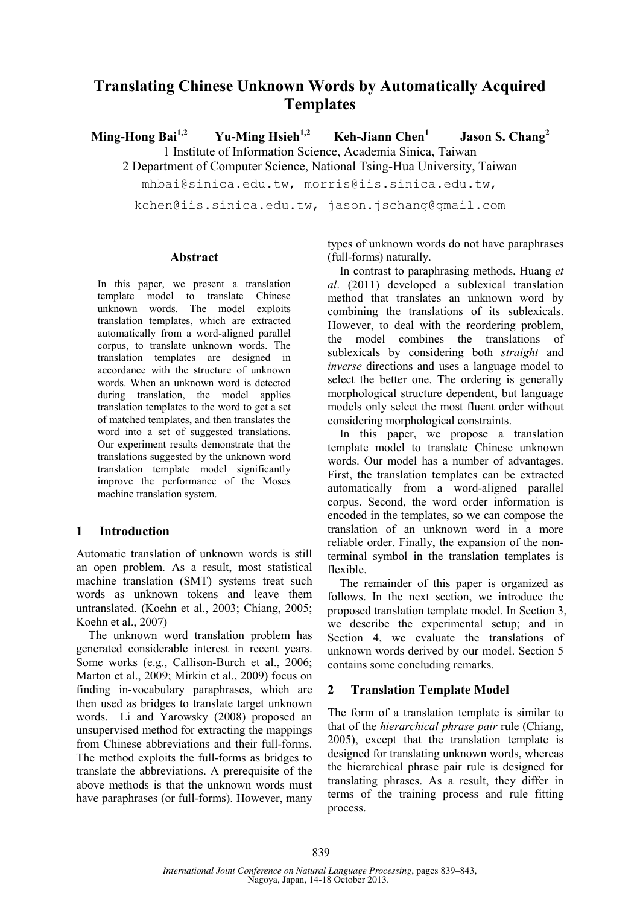# Translating Chinese Unknown Words by Automatically Acquired Templates

**Ming-Hong Bai[1,2]** **Yu-Ming Hsieh[1,2]** **Keh-Jiann Chen[1]** **Jason S. Chang[2]**

1 Institute of Information Science, Academia Sinica, Taiwan

2 Department of Computer Science, National Tsing-Hua University, Taiwan

mhbai@sinica.edu.tw, morris@iis.sinica.edu.tw,

kchen@iis.sinica.edu.tw, jason.jschang@gmail.com

### Abstract

In this paper, we present a translation template model to translate Chinese unknown words. The model exploits translation templates, which are extracted automatically from a word-aligned parallel corpus, to translate unknown words. The translation templates are designed in accordance with the structure of unknown words. When an unknown word is detected during translation, the model applies translation templates to the word to get a set of matched templates, and then translates the word into a set of suggested translations. Our experiment results demonstrate that the translations suggested by the unknown word translation template model significantly improve the performance of the Moses machine translation system.

## 1 Introduction

Automatic translation of unknown words is still an open problem. As a result, most statistical machine translation (SMT) systems treat such words as unknown tokens and leave them untranslated. (Koehn et al., 2003; Chiang, 2005; Koehn et al., 2007)

The unknown word translation problem has generated considerable interest in recent years. Some works (e.g., Callison-Burch et al., 2006; Marton et al., 2009; Mirkin et al., 2009) focus on finding in-vocabulary paraphrases, which are then used as bridges to translate target unknown words. Li and Yarowsky (2008) proposed an unsupervised method for extracting the mappings from Chinese abbreviations and their full-forms. The method exploits the full-forms as bridges to translate the abbreviations. A prerequisite of the above methods is that the unknown words must have paraphrases (or full-forms). However, many types of unknown words do not have paraphrases (full-forms) naturally.

In contrast to paraphrasing methods, Huang *et al*. (2011) developed a sublexical translation method that translates an unknown word by combining the translations of its sublexicals. However, to deal with the reordering problem, the model combines the translations of sublexicals by considering both *straight* and *inverse* directions and uses a language model to select the better one. The ordering is generally morphological structure dependent, but language models only select the most fluent order without considering morphological constraints.

In this paper, we propose a translation template model to translate Chinese unknown words. Our model has a number of advantages. First, the translation templates can be extracted automatically from a word-aligned parallel corpus. Second, the word order information is encoded in the templates, so we can compose the translation of an unknown word in a more reliable order. Finally, the expansion of the non-terminal symbol in the translation templates is flexible.

The remainder of this paper is organized as follows. In the next section, we introduce the proposed translation template model. In Section 3, we describe the experimental setup; and in Section 4, we evaluate the translations of unknown words derived by our model. Section 5 contains some concluding remarks.

## 2 Translation Template Model

The form of a translation template is similar to that of the *hierarchical phrase pair* rule (Chiang, 2005), except that the translation template is designed for translating unknown words, whereas the hierarchical phrase pair rule is designed for translating phrases. As a result, they differ in terms of the training process and rule fitting process.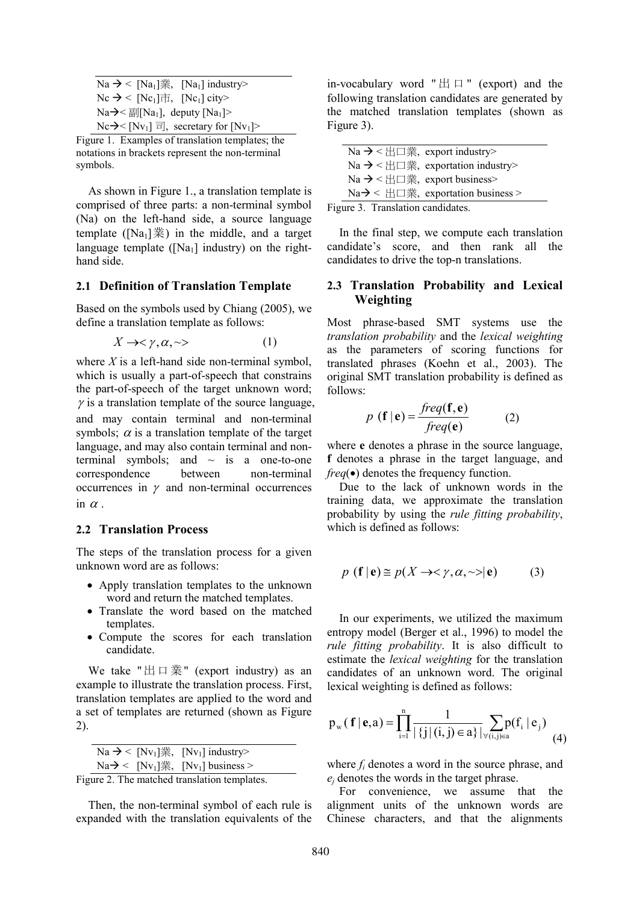Na → < [$Na_1$]業, [$Na_1$] industry>
Nc → < [$Nc_1$]市, [$Nc_1$] city>
Na→< 副[$Na_1$], deputy [$Na_1$]>
Nc→< [$Nv_1$] 司, secretary for [$Nv_1$]>

Figure 1. Examples of translation templates; the notations in brackets represent the non-terminal symbols.

As shown in Figure 1., a translation template is comprised of three parts: a non-terminal symbol (Na) on the left-hand side, a source language template ([$Na_1$]業) in the middle, and a target language template ([$Na_1$] industry) on the right-hand side.

## 2.1 Definition of Translation Template

Based on the symbols used by Chiang (2005), we define a translation template as follows:

$$X \rightarrow < \gamma, \alpha, \sim > \qquad (1)$$

where $X$ is a left-hand side non-terminal symbol, which is usually a part-of-speech that constrains the part-of-speech of the target unknown word; $\gamma$ is a translation template of the source language, and may contain terminal and non-terminal symbols; $\alpha$ is a translation template of the target language, and may also contain terminal and non-terminal symbols; and ~ is a one-to-one correspondence between non-terminal occurrences in $\gamma$ and non-terminal occurrences in $\alpha$.

## 2.2 Translation Process

The steps of the translation process for a given unknown word are as follows:

- Apply translation templates to the unknown word and return the matched templates.
- Translate the word based on the matched templates.
- Compute the scores for each translation candidate.

We take "出口業" (export industry) as an example to illustrate the translation process. First, translation templates are applied to the word and a set of templates are returned (shown as Figure 2).

Na → < [$Nv_1$]業, [$Nv_1$] industry>
Na→ < [$Nv_1$]業, [$Nv_1$] business >

Figure 2. The matched translation templates.

Then, the non-terminal symbol of each rule is expanded with the translation equivalents of the in-vocabulary word "出口" (export) and the following translation candidates are generated by the matched translation templates (shown as Figure 3).

Na → < 出口業, export industry>
Na → < 出口業, exportation industry>
Na → < 出口業, export business>
Na→ < 出口業, exportation business >

Figure 3. Translation candidates.

In the final step, we compute each translation candidate's score, and then rank all the candidates to drive the top-n translations.

## 2.3 Translation Probability and Lexical Weighting

Most phrase-based SMT systems use the *translation probability* and the *lexical weighting* as the parameters of scoring functions for translated phrases (Koehn et al., 2003). The original SMT translation probability is defined as follows:

$$p\ (\mathbf{f} \mid \mathbf{e}) = \frac{freq(\mathbf{f}, \mathbf{e})}{freq(\mathbf{e})} \qquad (2)$$

where **e** denotes a phrase in the source language, **f** denotes a phrase in the target language, and *freq*(•) denotes the frequency function.

Due to the lack of unknown words in the training data, we approximate the translation probability by using the *rule fitting probability*, which is defined as follows:

$$p\ (\mathbf{f} \mid \mathbf{e}) \cong p(X \rightarrow < \gamma, \alpha, \sim > \mid \mathbf{e}) \qquad (3)$$

In our experiments, we utilized the maximum entropy model (Berger et al., 1996) to model the *rule fitting probability*. It is also difficult to estimate the *lexical weighting* for the translation candidates of an unknown word. The original lexical weighting is defined as follows:

$$p_w(\mathbf{f} \mid \mathbf{e}, a) = \prod_{i=1}^{n} \frac{1}{|\{j \mid (i,j) \in a\}|} \sum_{\forall (i,j) \in a} p(f_i \mid e_j) \qquad (4)$$

where $f_i$ denotes a word in the source phrase, and $e_j$ denotes the words in the target phrase.

For convenience, we assume that the alignment units of the unknown words are Chinese characters, and that the alignments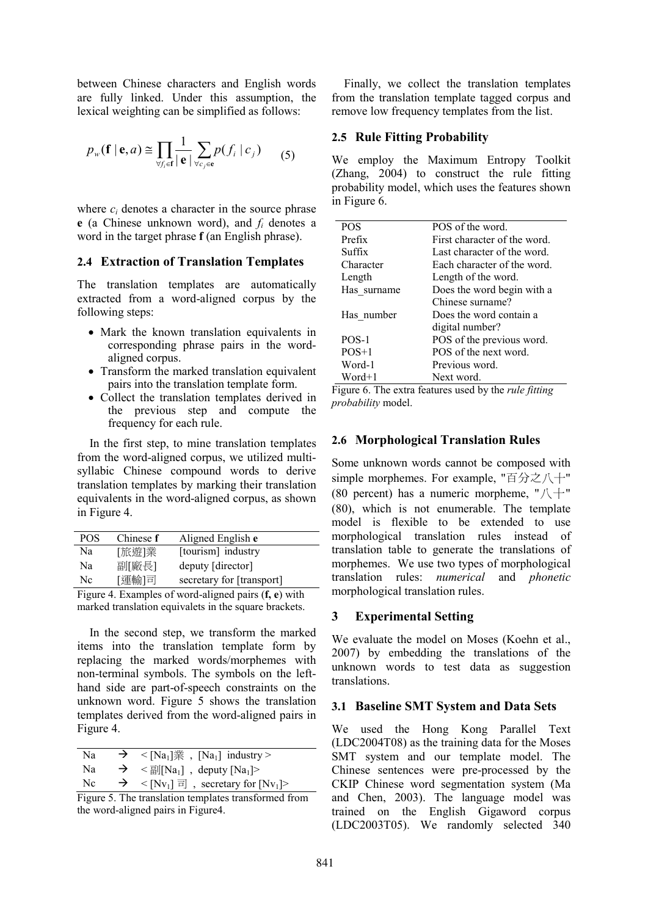between Chinese characters and English words are fully linked. Under this assumption, the lexical weighting can be simplified as follows:

$$p_w(\mathbf{f} \mid \mathbf{e}, a) \cong \prod_{\forall f_i \in \mathbf{f}} \frac{1}{|\mathbf{e}|} \sum_{\forall c_j \in \mathbf{e}} p(f_i \mid c_j) \qquad (5)$$

where $c_i$ denotes a character in the source phrase **e** (a Chinese unknown word), and $f_i$ denotes a word in the target phrase **f** (an English phrase).

### 2.4 Extraction of Translation Templates

The translation templates are automatically extracted from a word-aligned corpus by the following steps:

- Mark the known translation equivalents in corresponding phrase pairs in the word-aligned corpus.
- Transform the marked translation equivalent pairs into the translation template form.
- Collect the translation templates derived in the previous step and compute the frequency for each rule.

In the first step, to mine translation templates from the word-aligned corpus, we utilized multi-syllabic Chinese compound words to derive translation templates by marking their translation equivalents in the word-aligned corpus, as shown in Figure 4.

| POS | Chinese **f** | Aligned English **e** |
|---|---|---|
| Na | [旅遊]業 | [tourism] industry |
| Na | 副[廠長] | deputy [director] |
| Nc | [運輸]司 | secretary for [transport] |

Figure 4. Examples of word-aligned pairs (**f, e**) with marked translation equivalets in the square brackets.

In the second step, we transform the marked items into the translation template form by replacing the marked words/morphemes with non-terminal symbols. The symbols on the left-hand side are part-of-speech constraints on the unknown word. Figure 5 shows the translation templates derived from the word-aligned pairs in Figure 4.

| | | |
|---|---|---|
| Na | → | < $[Na_1]$業 , $[Na_1]$ industry > |
| Na | → | < 副$[Na_1]$ , deputy $[Na_1]$> |
| Nc | → | < $[Nv_1]$ 司 , secretary for $[Nv_1]$> |

Figure 5. The translation templates transformed from the word-aligned pairs in Figure4.

Finally, we collect the translation templates from the translation template tagged corpus and remove low frequency templates from the list.

### 2.5 Rule Fitting Probability

We employ the Maximum Entropy Toolkit (Zhang, 2004) to construct the rule fitting probability model, which uses the features shown in Figure 6.

| | |
|---|---|
| POS | POS of the word. |
| Prefix | First character of the word. |
| Suffix | Last character of the word. |
| Character | Each character of the word. |
| Length | Length of the word. |
| Has_surname | Does the word begin with a Chinese surname? |
| Has_number | Does the word contain a digital number? |
| POS-1 | POS of the previous word. |
| POS+1 | POS of the next word. |
| Word-1 | Previous word. |
| Word+1 | Next word. |

Figure 6. The extra features used by the *rule fitting probability* model.

### 2.6 Morphological Translation Rules

Some unknown words cannot be composed with simple morphemes. For example, "百分之八十" (80 percent) has a numeric morpheme, "八十" (80), which is not enumerable. The template model is flexible to be extended to use morphological translation rules instead of translation table to generate the translations of morphemes. We use two types of morphological translation rules: *numerical* and *phonetic* morphological translation rules.

## 3 Experimental Setting

We evaluate the model on Moses (Koehn et al., 2007) by embedding the translations of the unknown words to test data as suggestion translations.

### 3.1 Baseline SMT System and Data Sets

We used the Hong Kong Parallel Text (LDC2004T08) as the training data for the Moses SMT system and our template model. The Chinese sentences were pre-processed by the CKIP Chinese word segmentation system (Ma and Chen, 2003). The language model was trained on the English Gigaword corpus (LDC2003T05). We randomly selected 340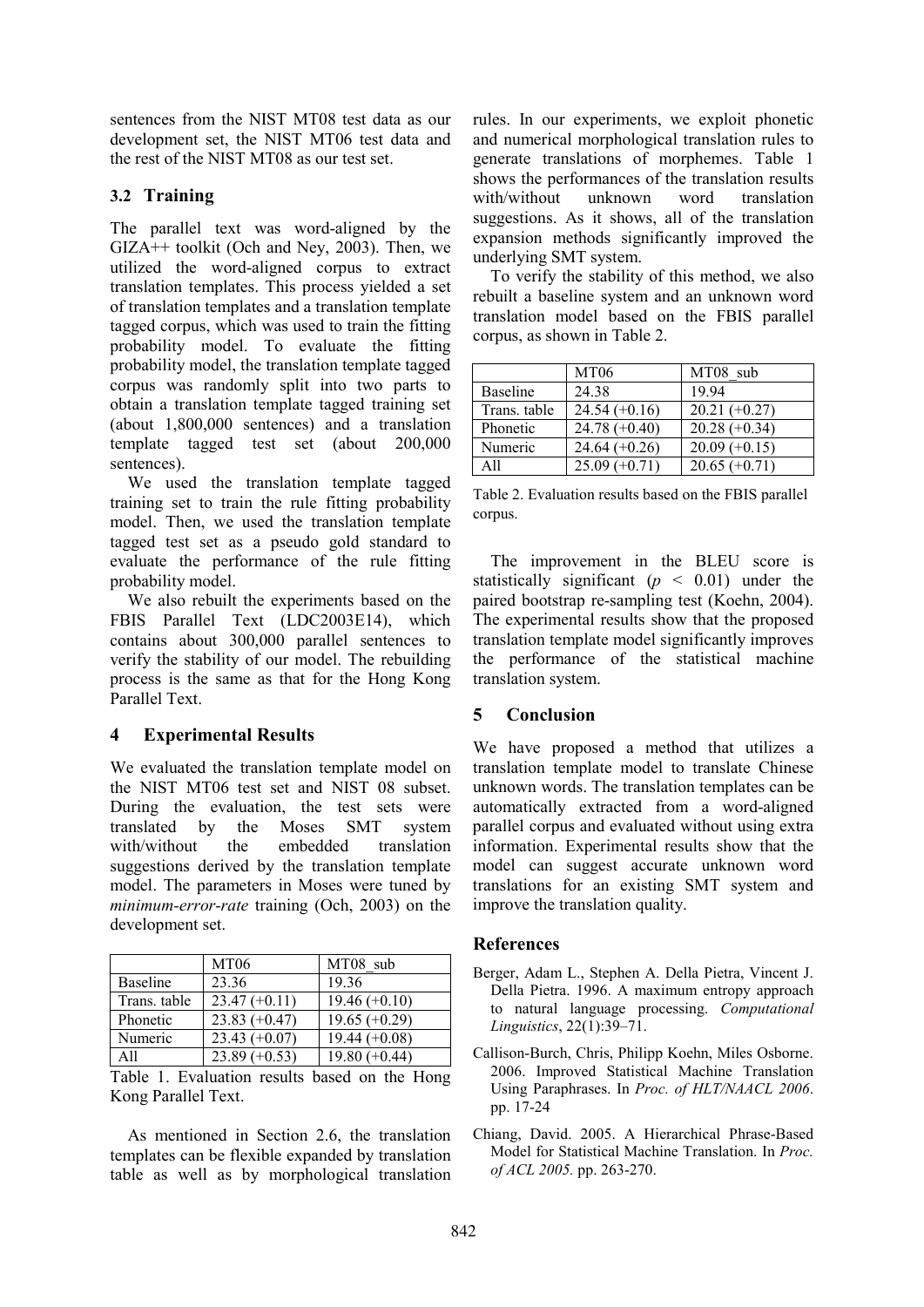sentences from the NIST MT08 test data as our development set, the NIST MT06 test data and the rest of the NIST MT08 as our test set.

## 3.2 Training

The parallel text was word-aligned by the GIZA++ toolkit (Och and Ney, 2003). Then, we utilized the word-aligned corpus to extract translation templates. This process yielded a set of translation templates and a translation template tagged corpus, which was used to train the fitting probability model. To evaluate the fitting probability model, the translation template tagged corpus was randomly split into two parts to obtain a translation template tagged training set (about 1,800,000 sentences) and a translation template tagged test set (about 200,000 sentences).

We used the translation template tagged training set to train the rule fitting probability model. Then, we used the translation template tagged test set as a pseudo gold standard to evaluate the performance of the rule fitting probability model.

We also rebuilt the experiments based on the FBIS Parallel Text (LDC2003E14), which contains about 300,000 parallel sentences to verify the stability of our model. The rebuilding process is the same as that for the Hong Kong Parallel Text.

# 4 Experimental Results

We evaluated the translation template model on the NIST MT06 test set and NIST 08 subset. During the evaluation, the test sets were translated by the Moses SMT system with/without the embedded translation suggestions derived by the translation template model. The parameters in Moses were tuned by *minimum-error-rate* training (Och, 2003) on the development set.

| | MT06 | MT08_sub |
|---|---|---|
| Baseline | 23.36 | 19.36 |
| Trans. table | 23.47 (+0.11) | 19.46 (+0.10) |
| Phonetic | 23.83 (+0.47) | 19.65 (+0.29) |
| Numeric | 23.43 (+0.07) | 19.44 (+0.08) |
| All | 23.89 (+0.53) | 19.80 (+0.44) |

Table 1. Evaluation results based on the Hong Kong Parallel Text.

As mentioned in Section 2.6, the translation templates can be flexible expanded by translation table as well as by morphological translation rules. In our experiments, we exploit phonetic and numerical morphological translation rules to generate translations of morphemes. Table 1 shows the performances of the translation results with/without unknown word translation suggestions. As it shows, all of the translation expansion methods significantly improved the underlying SMT system.

To verify the stability of this method, we also rebuilt a baseline system and an unknown word translation model based on the FBIS parallel corpus, as shown in Table 2.

| | MT06 | MT08_sub |
|---|---|---|
| Baseline | 24.38 | 19.94 |
| Trans. table | 24.54 (+0.16) | 20.21 (+0.27) |
| Phonetic | 24.78 (+0.40) | 20.28 (+0.34) |
| Numeric | 24.64 (+0.26) | 20.09 (+0.15) |
| All | 25.09 (+0.71) | 20.65 (+0.71) |

Table 2. Evaluation results based on the FBIS parallel corpus.

The improvement in the BLEU score is statistically significant ($p < 0.01$) under the paired bootstrap re-sampling test (Koehn, 2004). The experimental results show that the proposed translation template model significantly improves the performance of the statistical machine translation system.

# 5 Conclusion

We have proposed a method that utilizes a translation template model to translate Chinese unknown words. The translation templates can be automatically extracted from a word-aligned parallel corpus and evaluated without using extra information. Experimental results show that the model can suggest accurate unknown word translations for an existing SMT system and improve the translation quality.

## References

Berger, Adam L., Stephen A. Della Pietra, Vincent J. Della Pietra. 1996. A maximum entropy approach to natural language processing. *Computational Linguistics*, 22(1):39–71.

Callison-Burch, Chris, Philipp Koehn, Miles Osborne. 2006. Improved Statistical Machine Translation Using Paraphrases. In *Proc. of HLT/NAACL 2006*. pp. 17-24

Chiang, David. 2005. A Hierarchical Phrase-Based Model for Statistical Machine Translation. In *Proc. of ACL 2005.* pp. 263-270.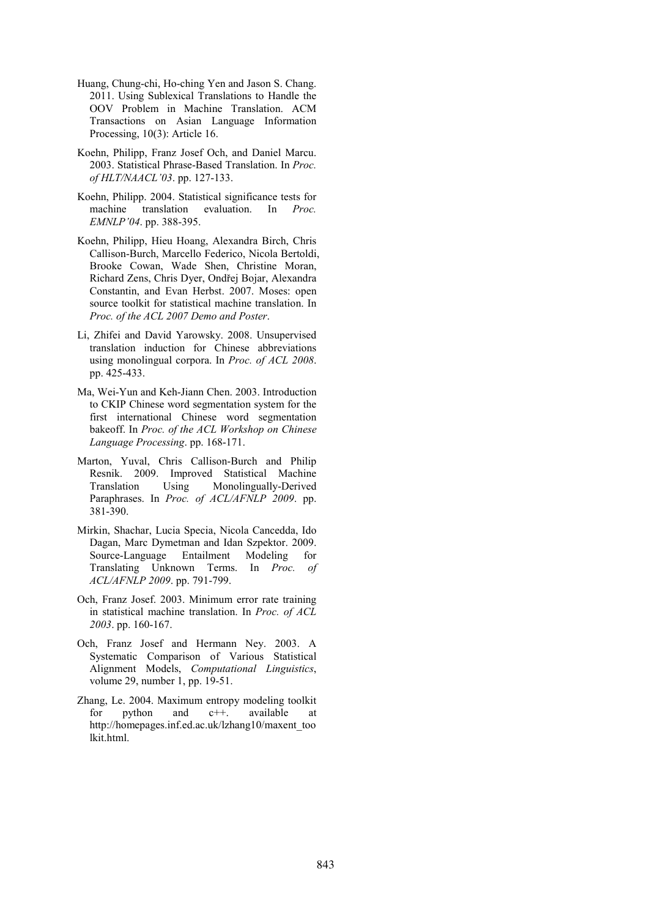Huang, Chung-chi, Ho-ching Yen and Jason S. Chang. 2011. Using Sublexical Translations to Handle the OOV Problem in Machine Translation. ACM Transactions on Asian Language Information Processing, 10(3): Article 16.

Koehn, Philipp, Franz Josef Och, and Daniel Marcu. 2003. Statistical Phrase-Based Translation. In *Proc. of HLT/NAACL'03*. pp. 127-133.

Koehn, Philipp. 2004. Statistical significance tests for machine translation evaluation. In *Proc. EMNLP'04*. pp. 388-395.

Koehn, Philipp, Hieu Hoang, Alexandra Birch, Chris Callison-Burch, Marcello Federico, Nicola Bertoldi, Brooke Cowan, Wade Shen, Christine Moran, Richard Zens, Chris Dyer, Ondřej Bojar, Alexandra Constantin, and Evan Herbst. 2007. Moses: open source toolkit for statistical machine translation. In *Proc. of the ACL 2007 Demo and Poster*.

Li, Zhifei and David Yarowsky. 2008. Unsupervised translation induction for Chinese abbreviations using monolingual corpora. In *Proc. of ACL 2008*. pp. 425-433.

Ma, Wei-Yun and Keh-Jiann Chen. 2003. Introduction to CKIP Chinese word segmentation system for the first international Chinese word segmentation bakeoff. In *Proc. of the ACL Workshop on Chinese Language Processing*. pp. 168-171.

Marton, Yuval, Chris Callison-Burch and Philip Resnik. 2009. Improved Statistical Machine Translation Using Monolingually-Derived Paraphrases. In *Proc. of ACL/AFNLP 2009*. pp. 381-390.

Mirkin, Shachar, Lucia Specia, Nicola Cancedda, Ido Dagan, Marc Dymetman and Idan Szpektor. 2009. Source-Language Entailment Modeling for Translating Unknown Terms. In *Proc. of ACL/AFNLP 2009*. pp. 791-799.

Och, Franz Josef. 2003. Minimum error rate training in statistical machine translation. In *Proc. of ACL 2003*. pp. 160-167.

Och, Franz Josef and Hermann Ney. 2003. A Systematic Comparison of Various Statistical Alignment Models, *Computational Linguistics*, volume 29, number 1, pp. 19-51.

Zhang, Le. 2004. Maximum entropy modeling toolkit for python and c++. available at http://homepages.inf.ed.ac.uk/lzhang10/maxent_toolkit.html.